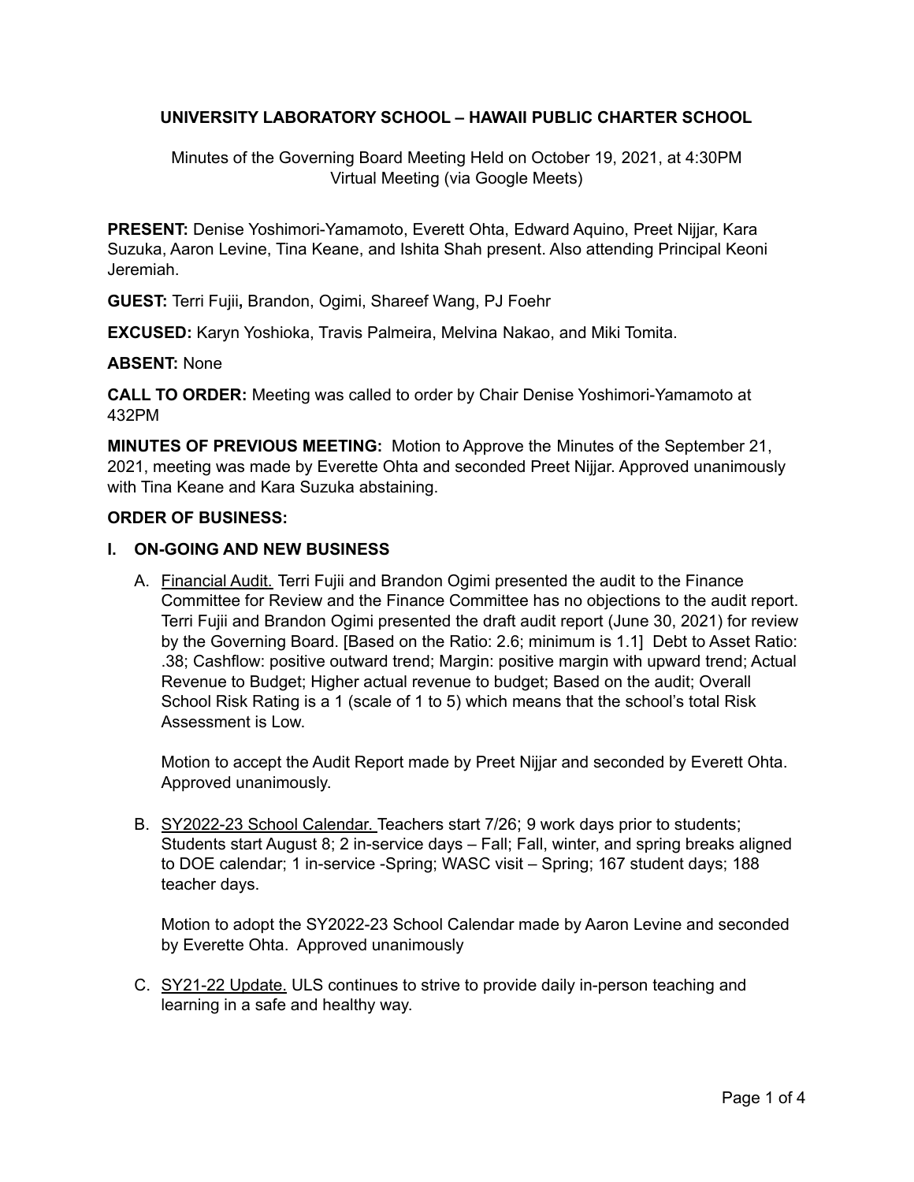**UNIVERSITY LABORATORY SCHOOL – HAWAII PUBLIC CHARTER SCHOOL**

Minutes of the Governing Board Meeting Held on October 19, 2021, at 4:30PM
Virtual Meeting (via Google Meets)

**PRESENT:** Denise Yoshimori-Yamamoto, Everett Ohta, Edward Aquino, Preet Nijjar, Kara Suzuka, Aaron Levine, Tina Keane, and Ishita Shah present. Also attending Principal Keoni Jeremiah.

**GUEST:** Terri Fujii**,** Brandon, Ogimi, Shareef Wang, PJ Foehr

**EXCUSED:** Karyn Yoshioka, Travis Palmeira, Melvina Nakao, and Miki Tomita.

**ABSENT:** None

**CALL TO ORDER:** Meeting was called to order by Chair Denise Yoshimori-Yamamoto at 432PM

**MINUTES OF PREVIOUS MEETING:** Motion to Approve the Minutes of the September 21, 2021, meeting was made by Everette Ohta and seconded Preet Nijjar. Approved unanimously with Tina Keane and Kara Suzuka abstaining.

**ORDER OF BUSINESS:**

**I. ON-GOING AND NEW BUSINESS**

A. Financial Audit. Terri Fujii and Brandon Ogimi presented the audit to the Finance Committee for Review and the Finance Committee has no objections to the audit report. Terri Fujii and Brandon Ogimi presented the draft audit report (June 30, 2021) for review by the Governing Board. [Based on the Ratio: 2.6; minimum is 1.1] Debt to Asset Ratio: .38; Cashflow: positive outward trend; Margin: positive margin with upward trend; Actual Revenue to Budget; Higher actual revenue to budget; Based on the audit; Overall School Risk Rating is a 1 (scale of 1 to 5) which means that the school's total Risk Assessment is Low.

   Motion to accept the Audit Report made by Preet Nijjar and seconded by Everett Ohta. Approved unanimously.

B. SY2022-23 School Calendar. Teachers start 7/26; 9 work days prior to students; Students start August 8; 2 in-service days – Fall; Fall, winter, and spring breaks aligned to DOE calendar; 1 in-service -Spring; WASC visit – Spring; 167 student days; 188 teacher days.

   Motion to adopt the SY2022-23 School Calendar made by Aaron Levine and seconded by Everette Ohta. Approved unanimously

C. SY21-22 Update. ULS continues to strive to provide daily in-person teaching and learning in a safe and healthy way.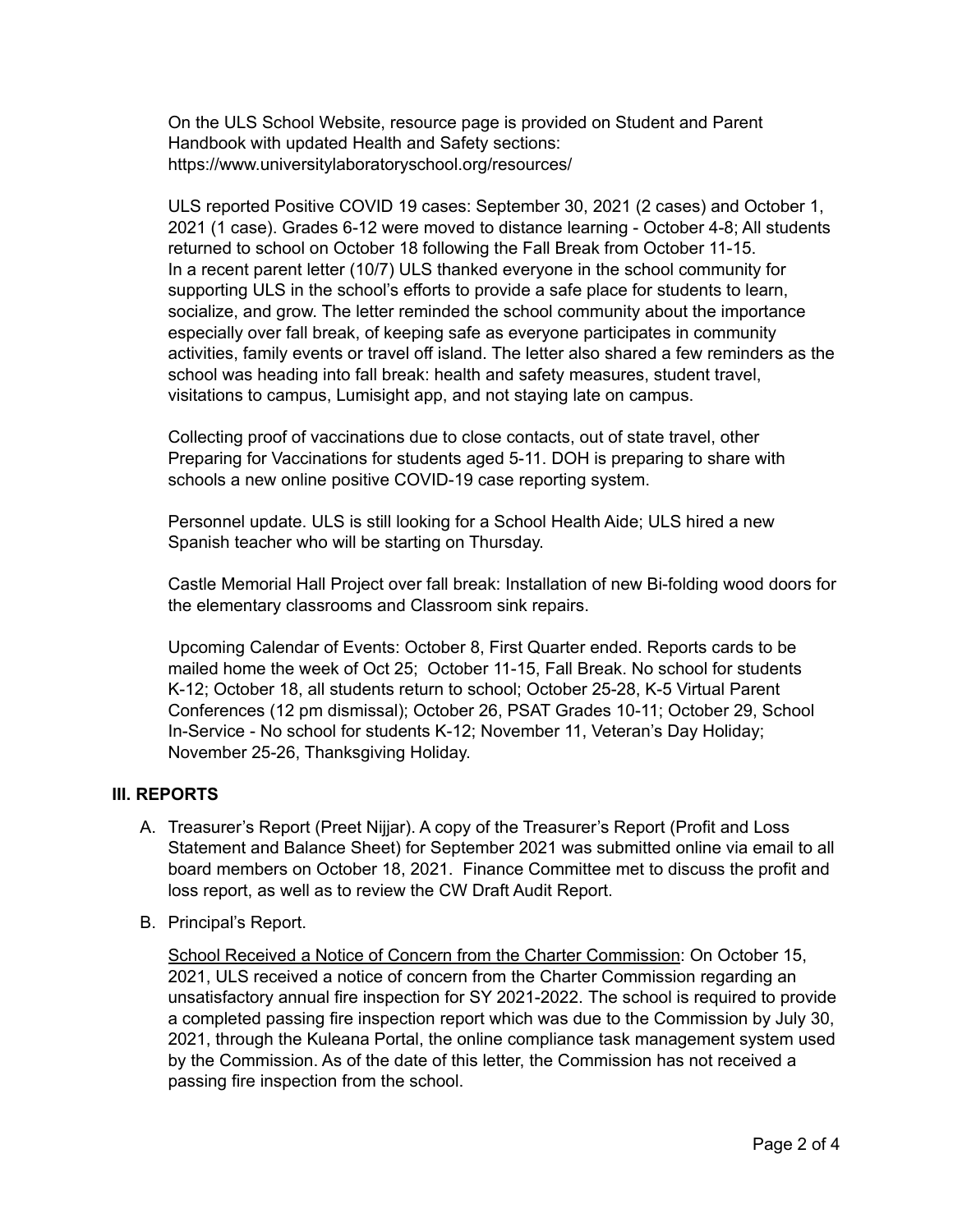On the ULS School Website, resource page is provided on Student and Parent Handbook with updated Health and Safety sections: https://www.universitylaboratoryschool.org/resources/

ULS reported Positive COVID 19 cases: September 30, 2021 (2 cases) and October 1, 2021 (1 case). Grades 6-12 were moved to distance learning - October 4-8; All students returned to school on October 18 following the Fall Break from October 11-15. In a recent parent letter (10/7) ULS thanked everyone in the school community for supporting ULS in the school's efforts to provide a safe place for students to learn, socialize, and grow. The letter reminded the school community about the importance especially over fall break, of keeping safe as everyone participates in community activities, family events or travel off island. The letter also shared a few reminders as the school was heading into fall break: health and safety measures, student travel, visitations to campus, Lumisight app, and not staying late on campus.

Collecting proof of vaccinations due to close contacts, out of state travel, other Preparing for Vaccinations for students aged 5-11. DOH is preparing to share with schools a new online positive COVID-19 case reporting system.

Personnel update. ULS is still looking for a School Health Aide; ULS hired a new Spanish teacher who will be starting on Thursday.

Castle Memorial Hall Project over fall break: Installation of new Bi-folding wood doors for the elementary classrooms and Classroom sink repairs.

Upcoming Calendar of Events: October 8, First Quarter ended. Reports cards to be mailed home the week of Oct 25; October 11-15, Fall Break. No school for students K-12; October 18, all students return to school; October 25-28, K-5 Virtual Parent Conferences (12 pm dismissal); October 26, PSAT Grades 10-11; October 29, School In-Service - No school for students K-12; November 11, Veteran's Day Holiday; November 25-26, Thanksgiving Holiday.

## III. REPORTS

A. Treasurer's Report (Preet Nijjar). A copy of the Treasurer's Report (Profit and Loss Statement and Balance Sheet) for September 2021 was submitted online via email to all board members on October 18, 2021. Finance Committee met to discuss the profit and loss report, as well as to review the CW Draft Audit Report.

B. Principal's Report.

   <u>School Received a Notice of Concern from the Charter Commission</u>: On October 15, 2021, ULS received a notice of concern from the Charter Commission regarding an unsatisfactory annual fire inspection for SY 2021-2022. The school is required to provide a completed passing fire inspection report which was due to the Commission by July 30, 2021, through the Kuleana Portal, the online compliance task management system used by the Commission. As of the date of this letter, the Commission has not received a passing fire inspection from the school.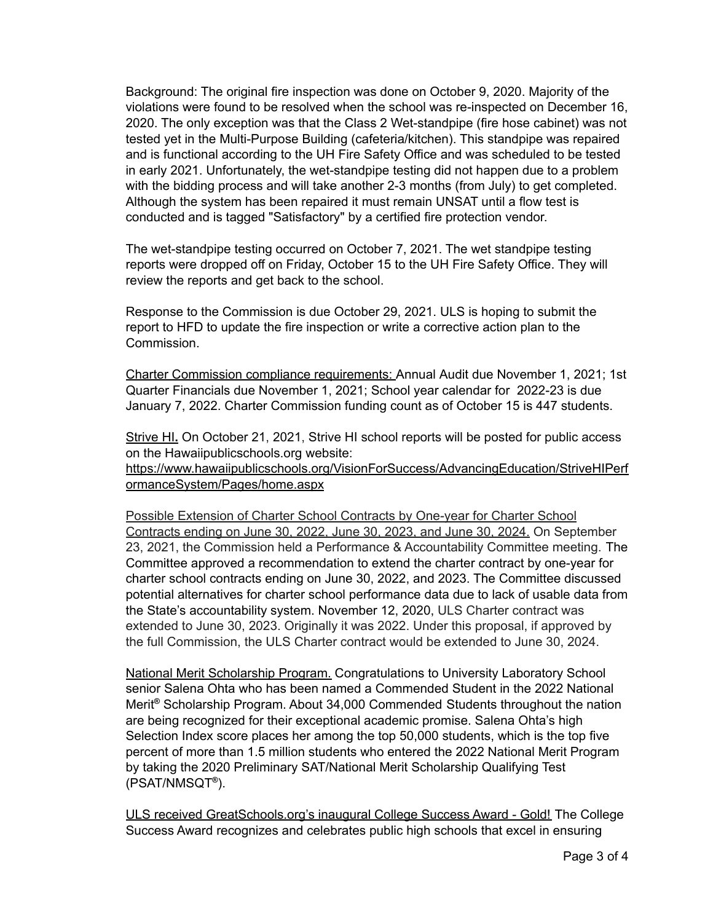Background: The original fire inspection was done on October 9, 2020. Majority of the violations were found to be resolved when the school was re-inspected on December 16, 2020. The only exception was that the Class 2 Wet-standpipe (fire hose cabinet) was not tested yet in the Multi-Purpose Building (cafeteria/kitchen). This standpipe was repaired and is functional according to the UH Fire Safety Office and was scheduled to be tested in early 2021. Unfortunately, the wet-standpipe testing did not happen due to a problem with the bidding process and will take another 2-3 months (from July) to get completed. Although the system has been repaired it must remain UNSAT until a flow test is conducted and is tagged "Satisfactory" by a certified fire protection vendor.

The wet-standpipe testing occurred on October 7, 2021. The wet standpipe testing reports were dropped off on Friday, October 15 to the UH Fire Safety Office. They will review the reports and get back to the school.

Response to the Commission is due October 29, 2021. ULS is hoping to submit the report to HFD to update the fire inspection or write a corrective action plan to the Commission.

<u>Charter Commission compliance requirements:</u> Annual Audit due November 1, 2021; 1st Quarter Financials due November 1, 2021; School year calendar for 2022-23 is due January 7, 2022. Charter Commission funding count as of October 15 is 447 students.

<u>Strive HI</u>**.** On October 21, 2021, Strive HI school reports will be posted for public access on the Hawaiipublicschools.org website: https://www.hawaiipublicschools.org/VisionForSuccess/AdvancingEducation/StriveHIPerformanceSystem/Pages/home.aspx

<u>Possible Extension of Charter School Contracts by One-year for Charter School Contracts ending on June 30, 2022, June 30, 2023, and June 30, 2024.</u> On September 23, 2021, the Commission held a Performance & Accountability Committee meeting. The Committee approved a recommendation to extend the charter contract by one-year for charter school contracts ending on June 30, 2022, and 2023. The Committee discussed potential alternatives for charter school performance data due to lack of usable data from the State's accountability system. November 12, 2020, ULS Charter contract was extended to June 30, 2023. Originally it was 2022. Under this proposal, if approved by the full Commission, the ULS Charter contract would be extended to June 30, 2024.

<u>National Merit Scholarship Program.</u> Congratulations to University Laboratory School senior Salena Ohta who has been named a Commended Student in the 2022 National Merit® Scholarship Program. About 34,000 Commended Students throughout the nation are being recognized for their exceptional academic promise. Salena Ohta's high Selection Index score places her among the top 50,000 students, which is the top five percent of more than 1.5 million students who entered the 2022 National Merit Program by taking the 2020 Preliminary SAT/National Merit Scholarship Qualifying Test (PSAT/NMSQT®).

<u>ULS received GreatSchools.org's inaugural College Success Award - Gold!</u> The College Success Award recognizes and celebrates public high schools that excel in ensuring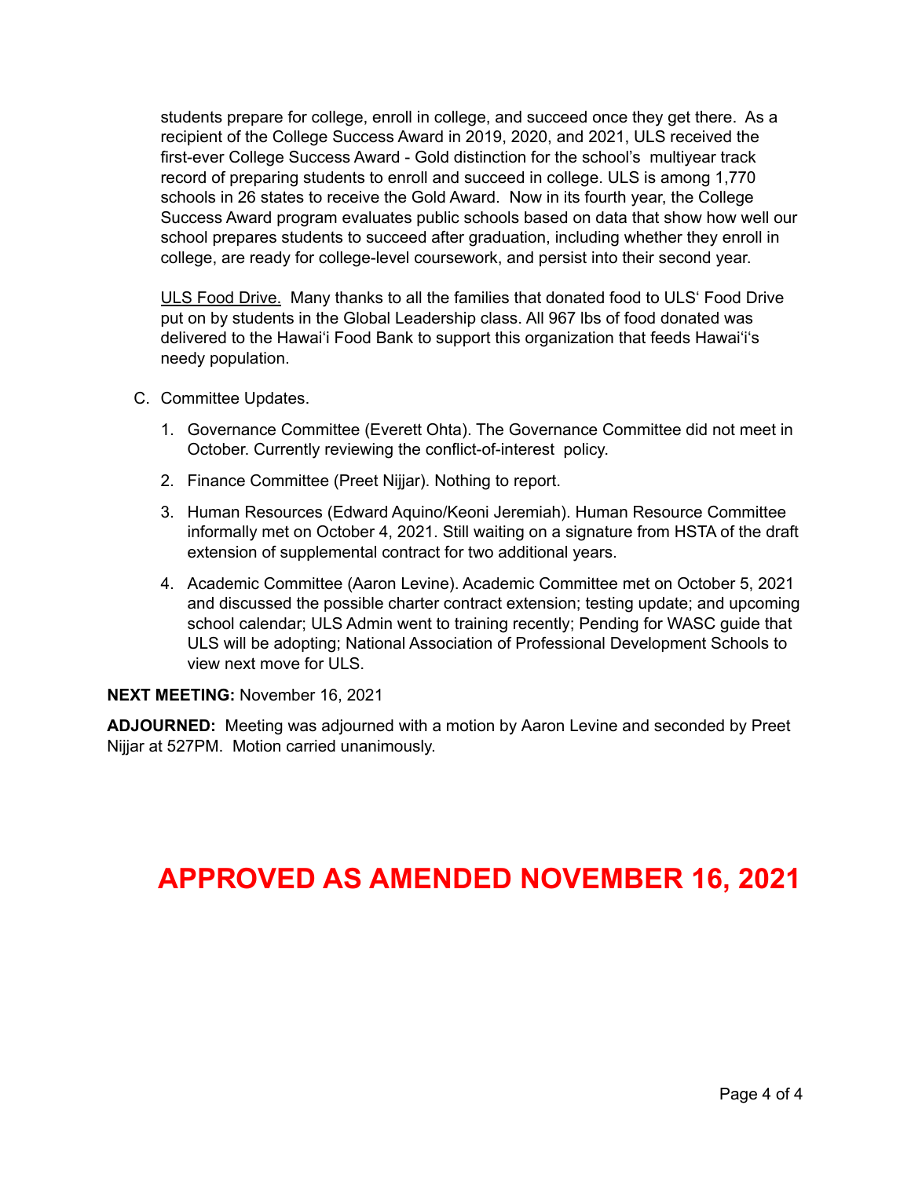students prepare for college, enroll in college, and succeed once they get there. As a recipient of the College Success Award in 2019, 2020, and 2021, ULS received the first-ever College Success Award - Gold distinction for the school's multiyear track record of preparing students to enroll and succeed in college. ULS is among 1,770 schools in 26 states to receive the Gold Award. Now in its fourth year, the College Success Award program evaluates public schools based on data that show how well our school prepares students to succeed after graduation, including whether they enroll in college, are ready for college-level coursework, and persist into their second year.

<u>ULS Food Drive.</u> Many thanks to all the families that donated food to ULS' Food Drive put on by students in the Global Leadership class. All 967 lbs of food donated was delivered to the Hawai'i Food Bank to support this organization that feeds Hawai'i's needy population.

C. Committee Updates.

1. Governance Committee (Everett Ohta). The Governance Committee did not meet in October. Currently reviewing the conflict-of-interest policy.
2. Finance Committee (Preet Nijjar). Nothing to report.
3. Human Resources (Edward Aquino/Keoni Jeremiah). Human Resource Committee informally met on October 4, 2021. Still waiting on a signature from HSTA of the draft extension of supplemental contract for two additional years.
4. Academic Committee (Aaron Levine). Academic Committee met on October 5, 2021 and discussed the possible charter contract extension; testing update; and upcoming school calendar; ULS Admin went to training recently; Pending for WASC guide that ULS will be adopting; National Association of Professional Development Schools to view next move for ULS.

**NEXT MEETING:** November 16, 2021

**ADJOURNED:** Meeting was adjourned with a motion by Aaron Levine and seconded by Preet Nijjar at 527PM. Motion carried unanimously.

# APPROVED AS AMENDED NOVEMBER 16, 2021